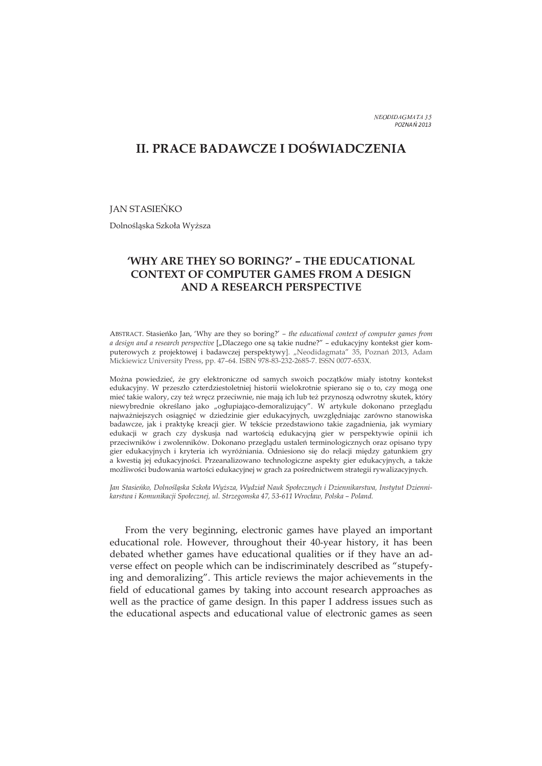# II. PRACE BADAWCZE I DOŚWIADCZENIA

JAN STASIEŃKO

Dolnośląska Szkoła Wyższa

## 'WHY ARE THEY SO BORING?' – THE EDUCATIONAL CONTEXT OF COMPUTER GAMES FROM A DESIGN AND A RESEARCH PERSPECTIVE

ABSTRACT. Stasieńko Jan, 'Why are they so boring?' – *the educational context of computer games from a design and a research perspective* [„Dlaczego one są takie nudne?" – edukacyjny kontekst gier komputerowych z projektowej i badawczej perspektywy]. „Neodidagmata" 35, Poznań 2013, Adam Mickiewicz University Press, pp. 47–64. ISBN 978-83-232-2685-7. ISSN 0077-653X.

Można powiedzieć, że gry elektroniczne od samych swoich początków miały istotny kontekst edukacyjny. W przeszło czterdziestoletniej historii wielokrotnie spierano się o to, czy mogą one mieć takie walory, czy też wręcz przeciwnie, nie mają ich lub też przynoszą odwrotny skutek, który niewybrednie określano jako „ogłupiająco-demoralizujący". W artykule dokonano przeglądu najważniejszych osiągnięć w dziedzinie gier edukacyjnych, uwzględniając zarówno stanowiska badawcze, jak i praktykę kreacji gier. W tekście przedstawiono takie zagadnienia, jak wymiary edukacji w grach czy dyskusja nad wartością edukacyjną gier w perspektywie opinii ich przeciwników i zwolenników. Dokonano przeglądu ustaleń terminologicznych oraz opisano typy gier edukacyjnych i kryteria ich wyróżniania. Odniesiono się do relacji między gatunkiem gry a kwestią jej edukacyjności. Przeanalizowano technologiczne aspekty gier edukacyjnych, a także możliwości budowania wartości edukacyjnej w grach za pośrednictwem strategii rywalizacyjnych.

*Jan Stasieńko, Dolnośląska Szkoła Wyższa, Wydział Nauk Społecznych i Dziennikarstwa, Instytut Dziennikarstwa i Komunikacji Społecznej, ul. Strzegomska 47, 53-611 Wrocław, Polska – Poland.*

From the very beginning, electronic games have played an important educational role. However, throughout their 40-year history, it has been debated whether games have educational qualities or if they have an adverse effect on people which can be indiscriminately described as "stupefying and demoralizing". This article reviews the major achievements in the field of educational games by taking into account research approaches as well as the practice of game design. In this paper I address issues such as the educational aspects and educational value of electronic games as seen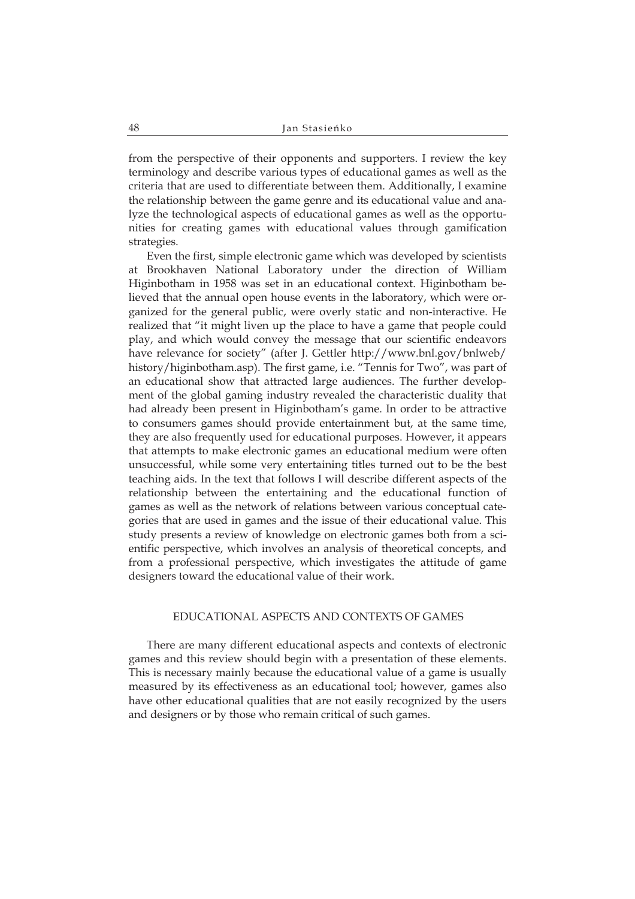from the perspective of their opponents and supporters. I review the key terminology and describe various types of educational games as well as the criteria that are used to differentiate between them. Additionally, I examine the relationship between the game genre and its educational value and analyze the technological aspects of educational games as well as the opportunities for creating games with educational values through gamification strategies.

Even the first, simple electronic game which was developed by scientists at Brookhaven National Laboratory under the direction of William Higinbotham in 1958 was set in an educational context. Higinbotham believed that the annual open house events in the laboratory, which were organized for the general public, were overly static and non-interactive. He realized that "it might liven up the place to have a game that people could play, and which would convey the message that our scientific endeavors have relevance for society" (after J. Gettler http://www.bnl.gov/bnlweb/history/higinbotham.asp). The first game, i.e. "Tennis for Two", was part of an educational show that attracted large audiences. The further development of the global gaming industry revealed the characteristic duality that had already been present in Higinbotham's game. In order to be attractive to consumers games should provide entertainment but, at the same time, they are also frequently used for educational purposes. However, it appears that attempts to make electronic games an educational medium were often unsuccessful, while some very entertaining titles turned out to be the best teaching aids. In the text that follows I will describe different aspects of the relationship between the entertaining and the educational function of games as well as the network of relations between various conceptual categories that are used in games and the issue of their educational value. This study presents a review of knowledge on electronic games both from a scientific perspective, which involves an analysis of theoretical concepts, and from a professional perspective, which investigates the attitude of game designers toward the educational value of their work.

## EDUCATIONAL ASPECTS AND CONTEXTS OF GAMES

There are many different educational aspects and contexts of electronic games and this review should begin with a presentation of these elements. This is necessary mainly because the educational value of a game is usually measured by its effectiveness as an educational tool; however, games also have other educational qualities that are not easily recognized by the users and designers or by those who remain critical of such games.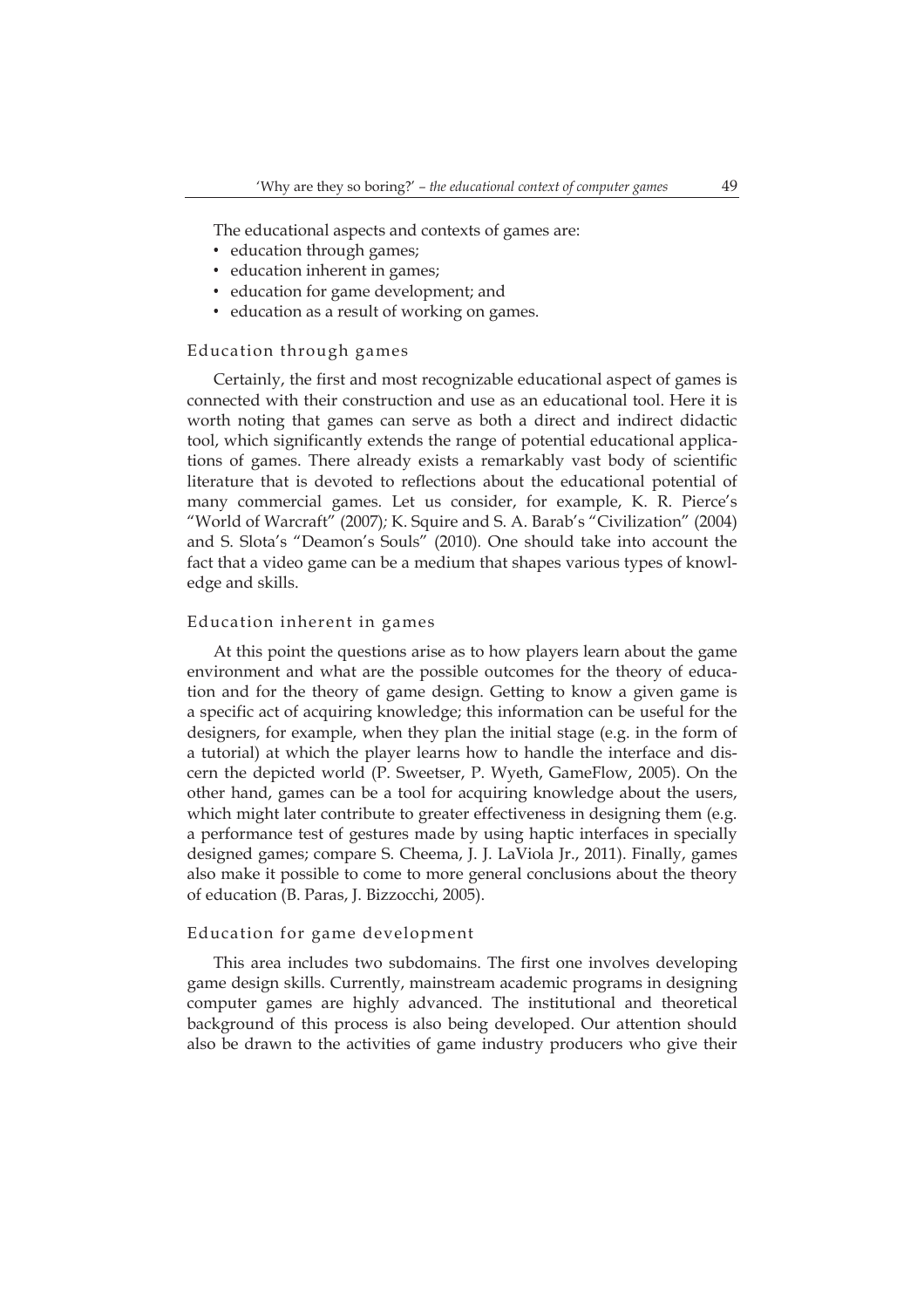The educational aspects and contexts of games are:

- education through games;
- education inherent in games;
- education for game development; and
- education as a result of working on games.

### Education through games

Certainly, the first and most recognizable educational aspect of games is connected with their construction and use as an educational tool. Here it is worth noting that games can serve as both a direct and indirect didactic tool, which significantly extends the range of potential educational applications of games. There already exists a remarkably vast body of scientific literature that is devoted to reflections about the educational potential of many commercial games. Let us consider, for example, K. R. Pierce's "World of Warcraft" (2007); K. Squire and S. A. Barab's "Civilization" (2004) and S. Slota's "Deamon's Souls" (2010). One should take into account the fact that a video game can be a medium that shapes various types of knowledge and skills.

### Education inherent in games

At this point the questions arise as to how players learn about the game environment and what are the possible outcomes for the theory of education and for the theory of game design. Getting to know a given game is a specific act of acquiring knowledge; this information can be useful for the designers, for example, when they plan the initial stage (e.g. in the form of a tutorial) at which the player learns how to handle the interface and discern the depicted world (P. Sweetser, P. Wyeth, GameFlow, 2005). On the other hand, games can be a tool for acquiring knowledge about the users, which might later contribute to greater effectiveness in designing them (e.g. a performance test of gestures made by using haptic interfaces in specially designed games; compare S. Cheema, J. J. LaViola Jr., 2011). Finally, games also make it possible to come to more general conclusions about the theory of education (B. Paras, J. Bizzocchi, 2005).

### Education for game development

This area includes two subdomains. The first one involves developing game design skills. Currently, mainstream academic programs in designing computer games are highly advanced. The institutional and theoretical background of this process is also being developed. Our attention should also be drawn to the activities of game industry producers who give their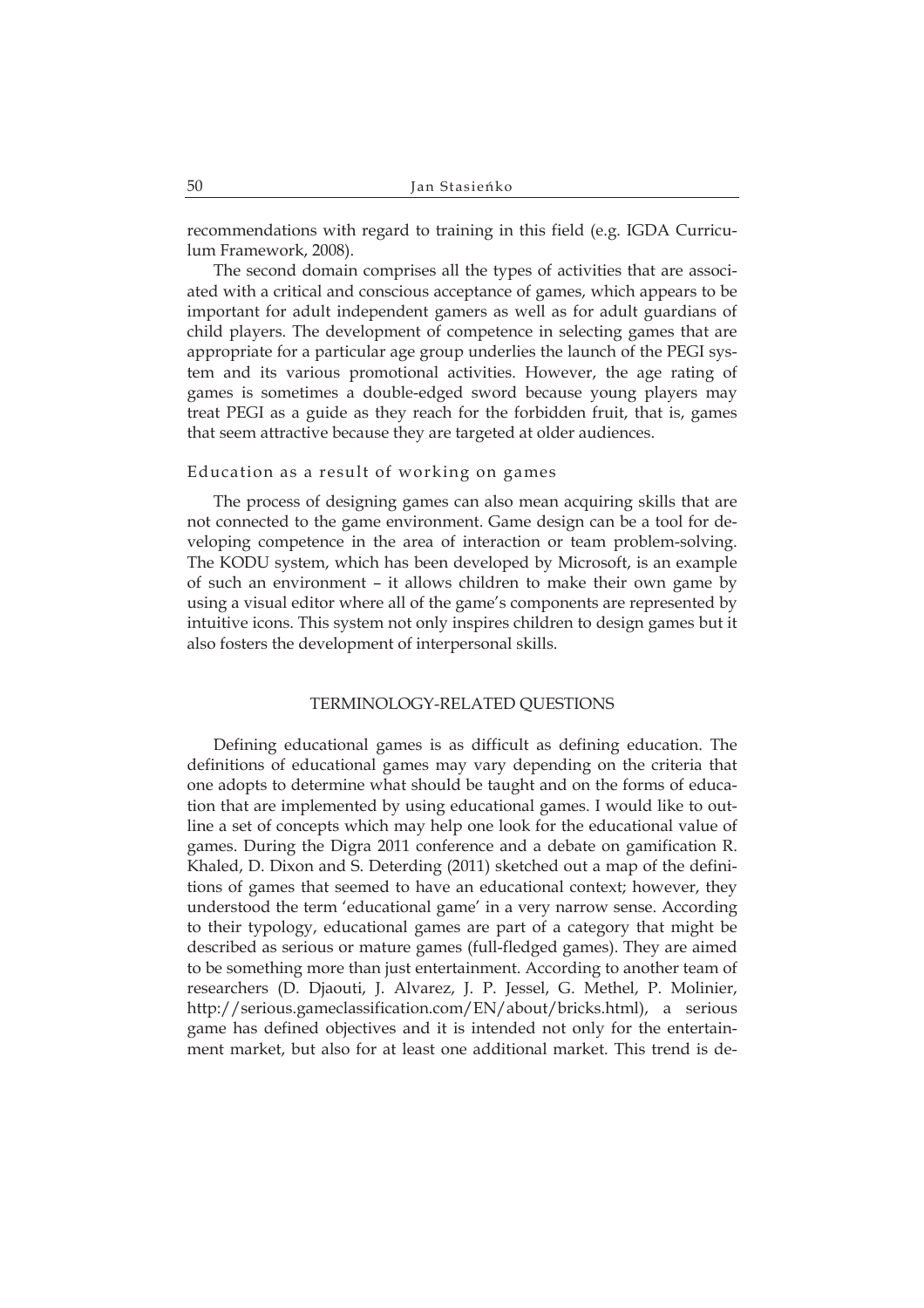recommendations with regard to training in this field (e.g. IGDA Curriculum Framework, 2008).

The second domain comprises all the types of activities that are associated with a critical and conscious acceptance of games, which appears to be important for adult independent gamers as well as for adult guardians of child players. The development of competence in selecting games that are appropriate for a particular age group underlies the launch of the PEGI system and its various promotional activities. However, the age rating of games is sometimes a double-edged sword because young players may treat PEGI as a guide as they reach for the forbidden fruit, that is, games that seem attractive because they are targeted at older audiences.

### Education as a result of working on games

The process of designing games can also mean acquiring skills that are not connected to the game environment. Game design can be a tool for developing competence in the area of interaction or team problem-solving. The KODU system, which has been developed by Microsoft, is an example of such an environment – it allows children to make their own game by using a visual editor where all of the game's components are represented by intuitive icons. This system not only inspires children to design games but it also fosters the development of interpersonal skills.

## TERMINOLOGY-RELATED QUESTIONS

Defining educational games is as difficult as defining education. The definitions of educational games may vary depending on the criteria that one adopts to determine what should be taught and on the forms of education that are implemented by using educational games. I would like to outline a set of concepts which may help one look for the educational value of games. During the Digra 2011 conference and a debate on gamification R. Khaled, D. Dixon and S. Deterding (2011) sketched out a map of the definitions of games that seemed to have an educational context; however, they understood the term 'educational game' in a very narrow sense. According to their typology, educational games are part of a category that might be described as serious or mature games (full-fledged games). They are aimed to be something more than just entertainment. According to another team of researchers (D. Djaouti, J. Alvarez, J. P. Jessel, G. Methel, P. Molinier, http://serious.gameclassification.com/EN/about/bricks.html), a serious game has defined objectives and it is intended not only for the entertainment market, but also for at least one additional market. This trend is de-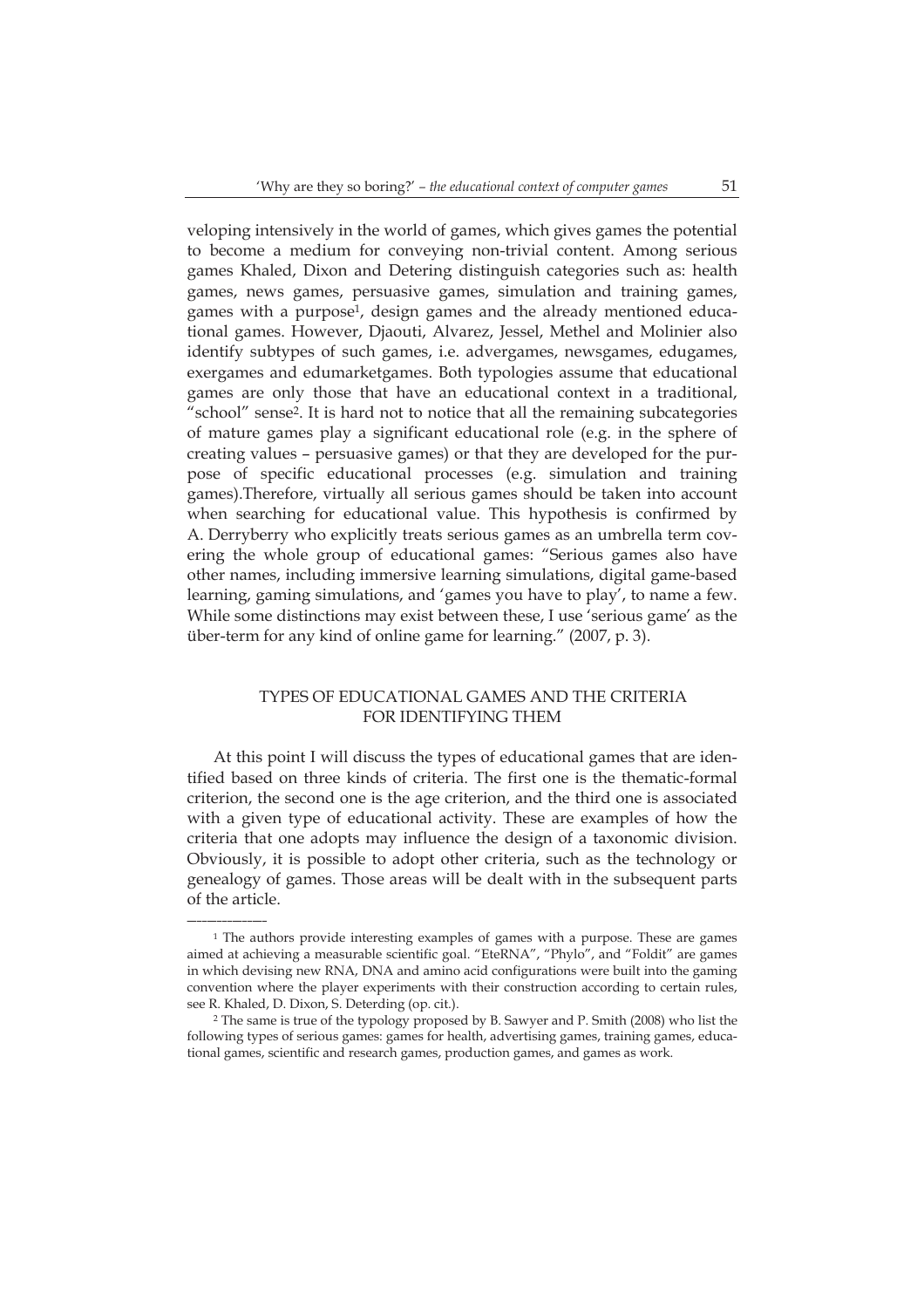veloping intensively in the world of games, which gives games the potential to become a medium for conveying non-trivial content. Among serious games Khaled, Dixon and Detering distinguish categories such as: health games, news games, persuasive games, simulation and training games, games with a purpose[1], design games and the already mentioned educational games. However, Djaouti, Alvarez, Jessel, Methel and Molinier also identify subtypes of such games, i.e. advergames, newsgames, edugames, exergames and edumarketgames. Both typologies assume that educational games are only those that have an educational context in a traditional, "school" sense[2]. It is hard not to notice that all the remaining subcategories of mature games play a significant educational role (e.g. in the sphere of creating values – persuasive games) or that they are developed for the purpose of specific educational processes (e.g. simulation and training games).Therefore, virtually all serious games should be taken into account when searching for educational value. This hypothesis is confirmed by A. Derryberry who explicitly treats serious games as an umbrella term covering the whole group of educational games: "Serious games also have other names, including immersive learning simulations, digital game-based learning, gaming simulations, and 'games you have to play', to name a few. While some distinctions may exist between these, I use 'serious game' as the über-term for any kind of online game for learning." (2007, p. 3).

## TYPES OF EDUCATIONAL GAMES AND THE CRITERIA FOR IDENTIFYING THEM

At this point I will discuss the types of educational games that are identified based on three kinds of criteria. The first one is the thematic-formal criterion, the second one is the age criterion, and the third one is associated with a given type of educational activity. These are examples of how the criteria that one adopts may influence the design of a taxonomic division. Obviously, it is possible to adopt other criteria, such as the technology or genealogy of games. Those areas will be dealt with in the subsequent parts of the article.

---

[1] The authors provide interesting examples of games with a purpose. These are games aimed at achieving a measurable scientific goal. "EteRNA", "Phylo", and "Foldit" are games in which devising new RNA, DNA and amino acid configurations were built into the gaming convention where the player experiments with their construction according to certain rules, see R. Khaled, D. Dixon, S. Deterding (op. cit.).

[2] The same is true of the typology proposed by B. Sawyer and P. Smith (2008) who list the following types of serious games: games for health, advertising games, training games, educational games, scientific and research games, production games, and games as work.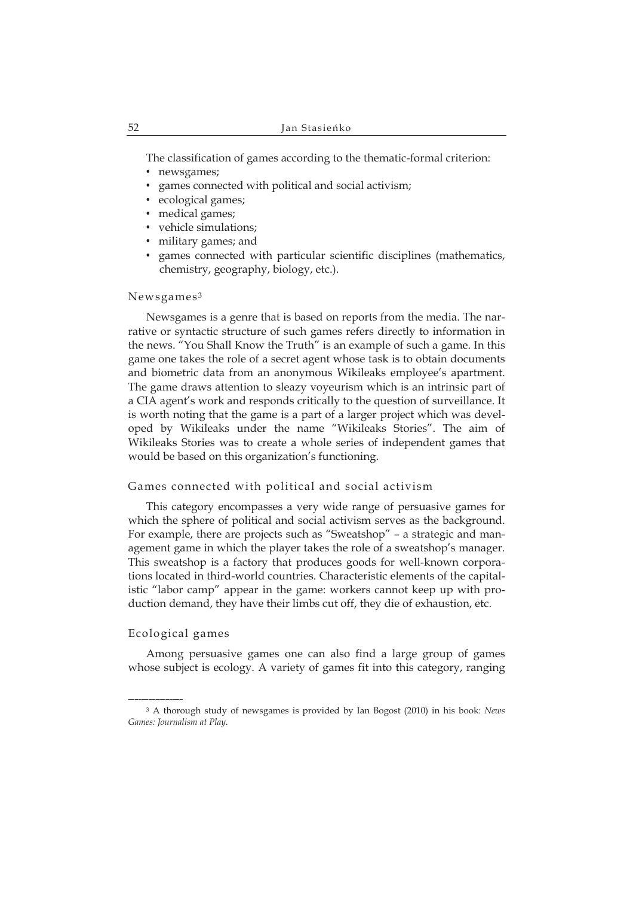The classification of games according to the thematic-formal criterion:

- newsgames;
- games connected with political and social activism;
- ecological games;
- medical games;
- vehicle simulations;
- military games; and
- games connected with particular scientific disciplines (mathematics, chemistry, geography, biology, etc.).

### Newsgames[3]

Newsgames is a genre that is based on reports from the media. The narrative or syntactic structure of such games refers directly to information in the news. "You Shall Know the Truth" is an example of such a game. In this game one takes the role of a secret agent whose task is to obtain documents and biometric data from an anonymous Wikileaks employee's apartment. The game draws attention to sleazy voyeurism which is an intrinsic part of a CIA agent's work and responds critically to the question of surveillance. It is worth noting that the game is a part of a larger project which was developed by Wikileaks under the name "Wikileaks Stories". The aim of Wikileaks Stories was to create a whole series of independent games that would be based on this organization's functioning.

### Games connected with political and social activism

This category encompasses a very wide range of persuasive games for which the sphere of political and social activism serves as the background. For example, there are projects such as "Sweatshop" – a strategic and management game in which the player takes the role of a sweatshop's manager. This sweatshop is a factory that produces goods for well-known corporations located in third-world countries. Characteristic elements of the capitalistic "labor camp" appear in the game: workers cannot keep up with production demand, they have their limbs cut off, they die of exhaustion, etc.

### Ecological games

Among persuasive games one can also find a large group of games whose subject is ecology. A variety of games fit into this category, ranging

---

[3] A thorough study of newsgames is provided by Ian Bogost (2010) in his book: *News Games: Journalism at Play*.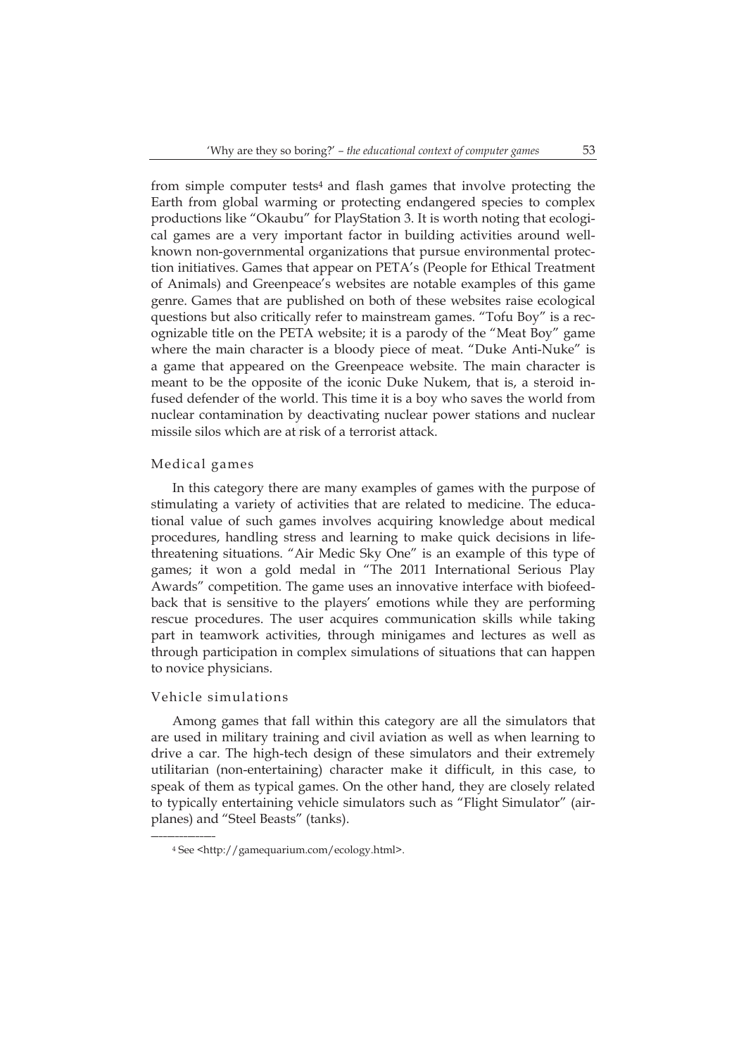from simple computer tests[4] and flash games that involve protecting the Earth from global warming or protecting endangered species to complex productions like "Okaubu" for PlayStation 3. It is worth noting that ecological games are a very important factor in building activities around well-known non-governmental organizations that pursue environmental protection initiatives. Games that appear on PETA's (People for Ethical Treatment of Animals) and Greenpeace's websites are notable examples of this game genre. Games that are published on both of these websites raise ecological questions but also critically refer to mainstream games. "Tofu Boy" is a recognizable title on the PETA website; it is a parody of the "Meat Boy" game where the main character is a bloody piece of meat. "Duke Anti-Nuke" is a game that appeared on the Greenpeace website. The main character is meant to be the opposite of the iconic Duke Nukem, that is, a steroid infused defender of the world. This time it is a boy who saves the world from nuclear contamination by deactivating nuclear power stations and nuclear missile silos which are at risk of a terrorist attack.

### Medical games

In this category there are many examples of games with the purpose of stimulating a variety of activities that are related to medicine. The educational value of such games involves acquiring knowledge about medical procedures, handling stress and learning to make quick decisions in life-threatening situations. "Air Medic Sky One" is an example of this type of games; it won a gold medal in "The 2011 International Serious Play Awards" competition. The game uses an innovative interface with biofeedback that is sensitive to the players' emotions while they are performing rescue procedures. The user acquires communication skills while taking part in teamwork activities, through minigames and lectures as well as through participation in complex simulations of situations that can happen to novice physicians.

### Vehicle simulations

Among games that fall within this category are all the simulators that are used in military training and civil aviation as well as when learning to drive a car. The high-tech design of these simulators and their extremely utilitarian (non-entertaining) character make it difficult, in this case, to speak of them as typical games. On the other hand, they are closely related to typically entertaining vehicle simulators such as "Flight Simulator" (airplanes) and "Steel Beasts" (tanks).

---

[4] See <http://gamequarium.com/ecology.html>.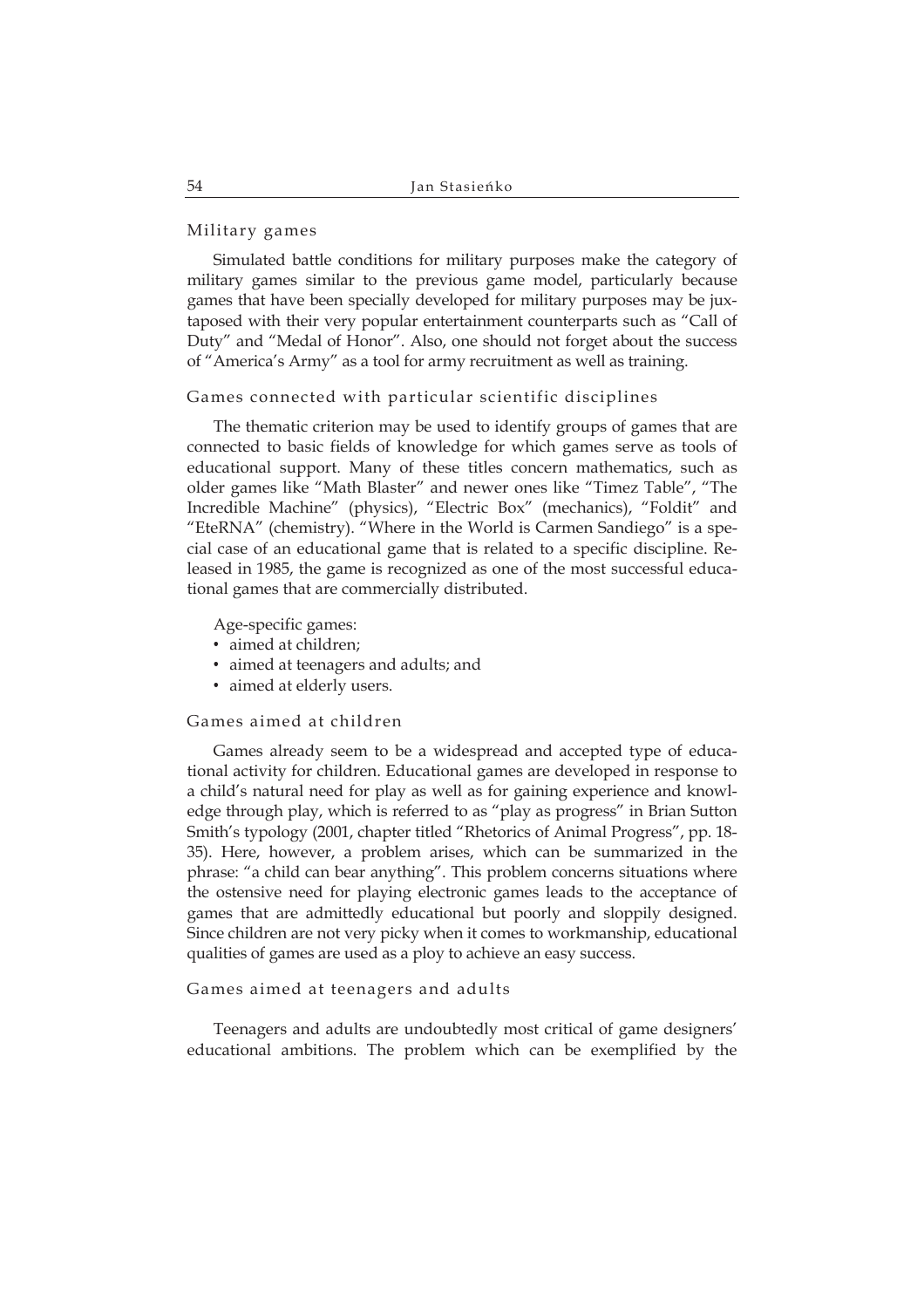### Military games

Simulated battle conditions for military purposes make the category of military games similar to the previous game model, particularly because games that have been specially developed for military purposes may be juxtaposed with their very popular entertainment counterparts such as "Call of Duty" and "Medal of Honor". Also, one should not forget about the success of "America's Army" as a tool for army recruitment as well as training.

### Games connected with particular scientific disciplines

The thematic criterion may be used to identify groups of games that are connected to basic fields of knowledge for which games serve as tools of educational support. Many of these titles concern mathematics, such as older games like "Math Blaster" and newer ones like "Timez Table", "The Incredible Machine" (physics), "Electric Box" (mechanics), "Foldit" and "EteRNA" (chemistry). "Where in the World is Carmen Sandiego" is a special case of an educational game that is related to a specific discipline. Released in 1985, the game is recognized as one of the most successful educational games that are commercially distributed.

Age-specific games:

- aimed at children;
- aimed at teenagers and adults; and
- aimed at elderly users.

### Games aimed at children

Games already seem to be a widespread and accepted type of educational activity for children. Educational games are developed in response to a child's natural need for play as well as for gaining experience and knowledge through play, which is referred to as "play as progress" in Brian Sutton Smith's typology (2001, chapter titled "Rhetorics of Animal Progress", pp. 18-35). Here, however, a problem arises, which can be summarized in the phrase: "a child can bear anything". This problem concerns situations where the ostensive need for playing electronic games leads to the acceptance of games that are admittedly educational but poorly and sloppily designed. Since children are not very picky when it comes to workmanship, educational qualities of games are used as a ploy to achieve an easy success.

### Games aimed at teenagers and adults

Teenagers and adults are undoubtedly most critical of game designers' educational ambitions. The problem which can be exemplified by the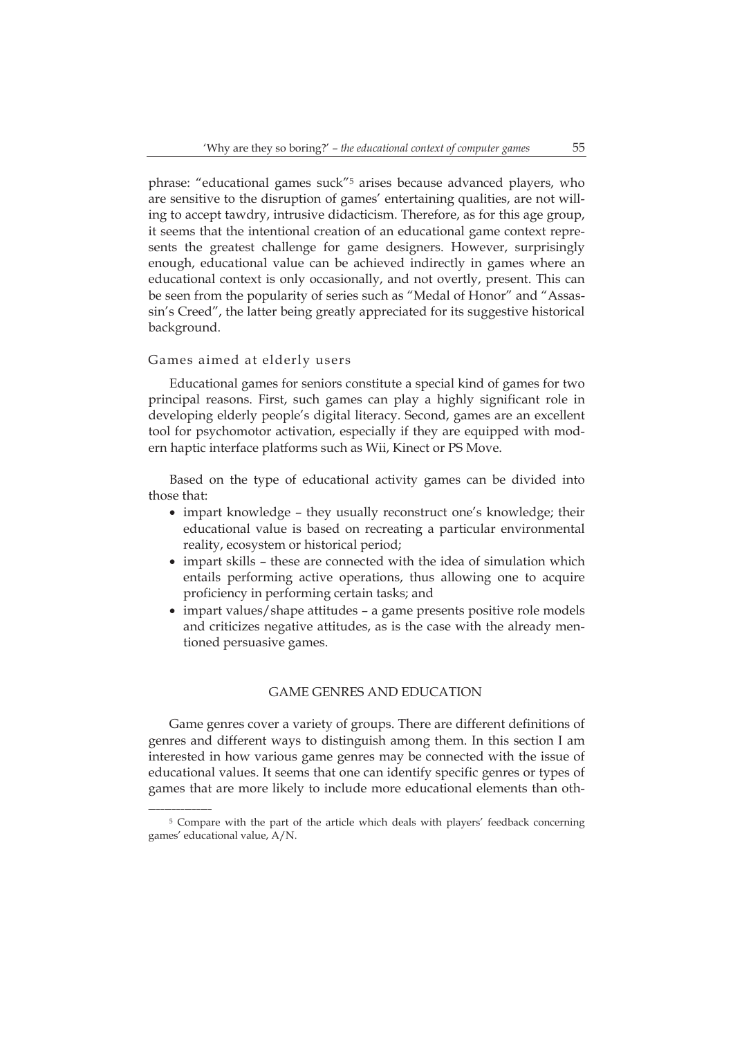phrase: "educational games suck"[5] arises because advanced players, who are sensitive to the disruption of games' entertaining qualities, are not willing to accept tawdry, intrusive didacticism. Therefore, as for this age group, it seems that the intentional creation of an educational game context represents the greatest challenge for game designers. However, surprisingly enough, educational value can be achieved indirectly in games where an educational context is only occasionally, and not overtly, present. This can be seen from the popularity of series such as "Medal of Honor" and "Assassin's Creed", the latter being greatly appreciated for its suggestive historical background.

### Games aimed at elderly users

Educational games for seniors constitute a special kind of games for two principal reasons. First, such games can play a highly significant role in developing elderly people's digital literacy. Second, games are an excellent tool for psychomotor activation, especially if they are equipped with modern haptic interface platforms such as Wii, Kinect or PS Move.

Based on the type of educational activity games can be divided into those that:

- impart knowledge – they usually reconstruct one's knowledge; their educational value is based on recreating a particular environmental reality, ecosystem or historical period;
- impart skills – these are connected with the idea of simulation which entails performing active operations, thus allowing one to acquire proficiency in performing certain tasks; and
- impart values/shape attitudes – a game presents positive role models and criticizes negative attitudes, as is the case with the already mentioned persuasive games.

## GAME GENRES AND EDUCATION

Game genres cover a variety of groups. There are different definitions of genres and different ways to distinguish among them. In this section I am interested in how various game genres may be connected with the issue of educational values. It seems that one can identify specific genres or types of games that are more likely to include more educational elements than oth-

---

[5] Compare with the part of the article which deals with players' feedback concerning games' educational value, A/N.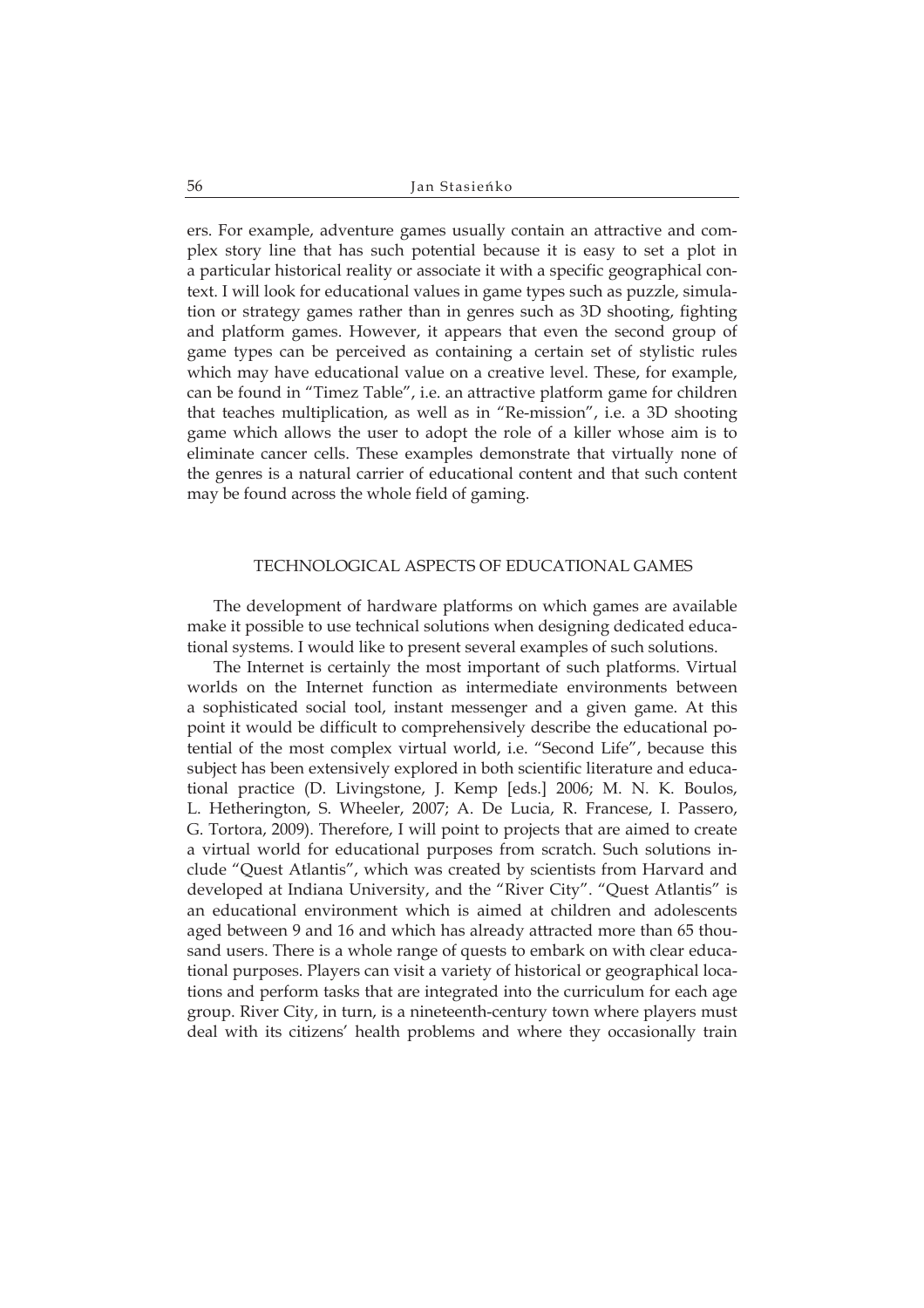ers. For example, adventure games usually contain an attractive and complex story line that has such potential because it is easy to set a plot in a particular historical reality or associate it with a specific geographical context. I will look for educational values in game types such as puzzle, simulation or strategy games rather than in genres such as 3D shooting, fighting and platform games. However, it appears that even the second group of game types can be perceived as containing a certain set of stylistic rules which may have educational value on a creative level. These, for example, can be found in "Timez Table", i.e. an attractive platform game for children that teaches multiplication, as well as in "Re-mission", i.e. a 3D shooting game which allows the user to adopt the role of a killer whose aim is to eliminate cancer cells. These examples demonstrate that virtually none of the genres is a natural carrier of educational content and that such content may be found across the whole field of gaming.

## TECHNOLOGICAL ASPECTS OF EDUCATIONAL GAMES

The development of hardware platforms on which games are available make it possible to use technical solutions when designing dedicated educational systems. I would like to present several examples of such solutions.

The Internet is certainly the most important of such platforms. Virtual worlds on the Internet function as intermediate environments between a sophisticated social tool, instant messenger and a given game. At this point it would be difficult to comprehensively describe the educational potential of the most complex virtual world, i.e. "Second Life", because this subject has been extensively explored in both scientific literature and educational practice (D. Livingstone, J. Kemp [eds.] 2006; M. N. K. Boulos, L. Hetherington, S. Wheeler, 2007; A. De Lucia, R. Francese, I. Passero, G. Tortora, 2009). Therefore, I will point to projects that are aimed to create a virtual world for educational purposes from scratch. Such solutions include "Quest Atlantis", which was created by scientists from Harvard and developed at Indiana University, and the "River City". "Quest Atlantis" is an educational environment which is aimed at children and adolescents aged between 9 and 16 and which has already attracted more than 65 thousand users. There is a whole range of quests to embark on with clear educational purposes. Players can visit a variety of historical or geographical locations and perform tasks that are integrated into the curriculum for each age group. River City, in turn, is a nineteenth-century town where players must deal with its citizens' health problems and where they occasionally train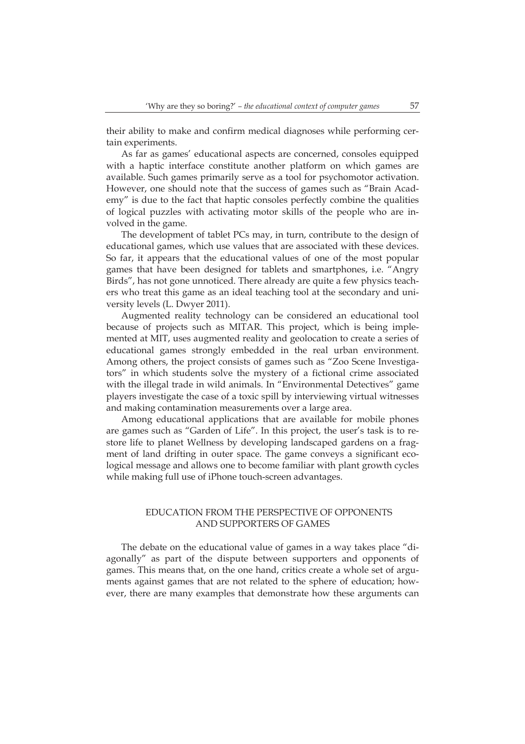their ability to make and confirm medical diagnoses while performing certain experiments.

As far as games' educational aspects are concerned, consoles equipped with a haptic interface constitute another platform on which games are available. Such games primarily serve as a tool for psychomotor activation. However, one should note that the success of games such as "Brain Academy" is due to the fact that haptic consoles perfectly combine the qualities of logical puzzles with activating motor skills of the people who are involved in the game.

The development of tablet PCs may, in turn, contribute to the design of educational games, which use values that are associated with these devices. So far, it appears that the educational values of one of the most popular games that have been designed for tablets and smartphones, i.e. "Angry Birds", has not gone unnoticed. There already are quite a few physics teachers who treat this game as an ideal teaching tool at the secondary and university levels (L. Dwyer 2011).

Augmented reality technology can be considered an educational tool because of projects such as MITAR. This project, which is being implemented at MIT, uses augmented reality and geolocation to create a series of educational games strongly embedded in the real urban environment. Among others, the project consists of games such as "Zoo Scene Investigators" in which students solve the mystery of a fictional crime associated with the illegal trade in wild animals. In "Environmental Detectives" game players investigate the case of a toxic spill by interviewing virtual witnesses and making contamination measurements over a large area.

Among educational applications that are available for mobile phones are games such as "Garden of Life". In this project, the user's task is to restore life to planet Wellness by developing landscaped gardens on a fragment of land drifting in outer space. The game conveys a significant ecological message and allows one to become familiar with plant growth cycles while making full use of iPhone touch-screen advantages.

## EDUCATION FROM THE PERSPECTIVE OF OPPONENTS AND SUPPORTERS OF GAMES

The debate on the educational value of games in a way takes place "diagonally" as part of the dispute between supporters and opponents of games. This means that, on the one hand, critics create a whole set of arguments against games that are not related to the sphere of education; however, there are many examples that demonstrate how these arguments can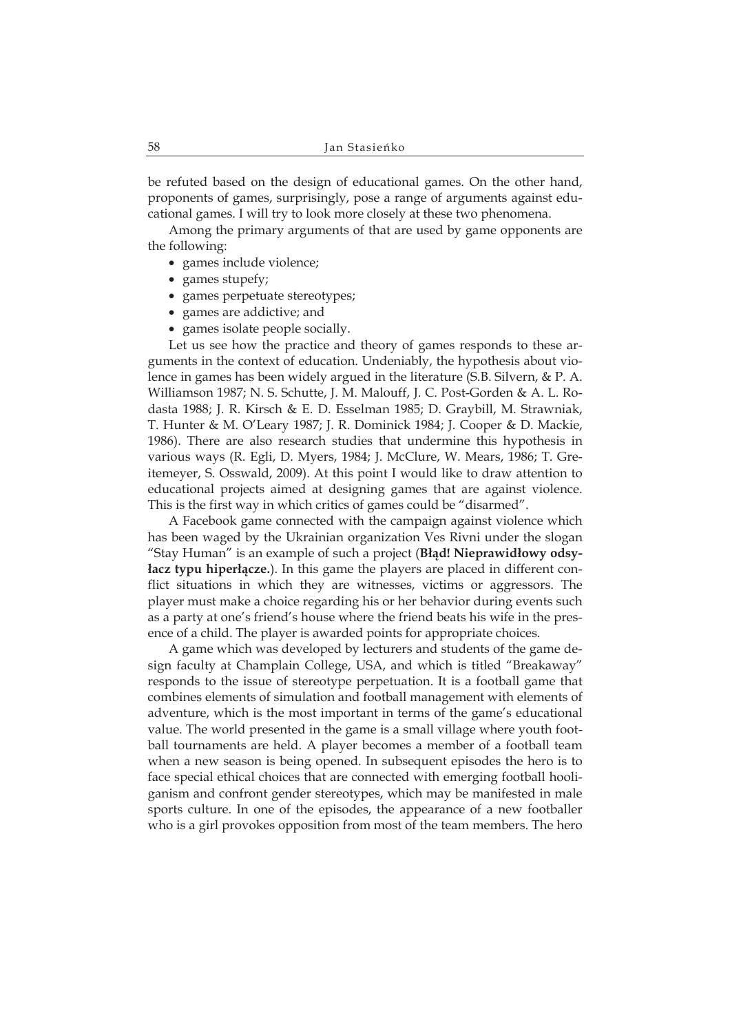be refuted based on the design of educational games. On the other hand, proponents of games, surprisingly, pose a range of arguments against educational games. I will try to look more closely at these two phenomena.

Among the primary arguments of that are used by game opponents are the following:

- games include violence;
- games stupefy;
- games perpetuate stereotypes;
- games are addictive; and
- games isolate people socially.

Let us see how the practice and theory of games responds to these arguments in the context of education. Undeniably, the hypothesis about violence in games has been widely argued in the literature (S.B. Silvern, & P. A. Williamson 1987; N. S. Schutte, J. M. Malouff, J. C. Post-Gorden & A. L. Rodasta 1988; J. R. Kirsch & E. D. Esselman 1985; D. Graybill, M. Strawniak, T. Hunter & M. O'Leary 1987; J. R. Dominick 1984; J. Cooper & D. Mackie, 1986). There are also research studies that undermine this hypothesis in various ways (R. Egli, D. Myers, 1984; J. McClure, W. Mears, 1986; T. Greitemeyer, S. Osswald, 2009). At this point I would like to draw attention to educational projects aimed at designing games that are against violence. This is the first way in which critics of games could be "disarmed".

A Facebook game connected with the campaign against violence which has been waged by the Ukrainian organization Ves Rivni under the slogan "Stay Human" is an example of such a project (**Błąd! Nieprawidłowy odsyłacz typu hiperłącze.**). In this game the players are placed in different conflict situations in which they are witnesses, victims or aggressors. The player must make a choice regarding his or her behavior during events such as a party at one's friend's house where the friend beats his wife in the presence of a child. The player is awarded points for appropriate choices.

A game which was developed by lecturers and students of the game design faculty at Champlain College, USA, and which is titled "Breakaway" responds to the issue of stereotype perpetuation. It is a football game that combines elements of simulation and football management with elements of adventure, which is the most important in terms of the game's educational value. The world presented in the game is a small village where youth football tournaments are held. A player becomes a member of a football team when a new season is being opened. In subsequent episodes the hero is to face special ethical choices that are connected with emerging football hooliganism and confront gender stereotypes, which may be manifested in male sports culture. In one of the episodes, the appearance of a new footballer who is a girl provokes opposition from most of the team members. The hero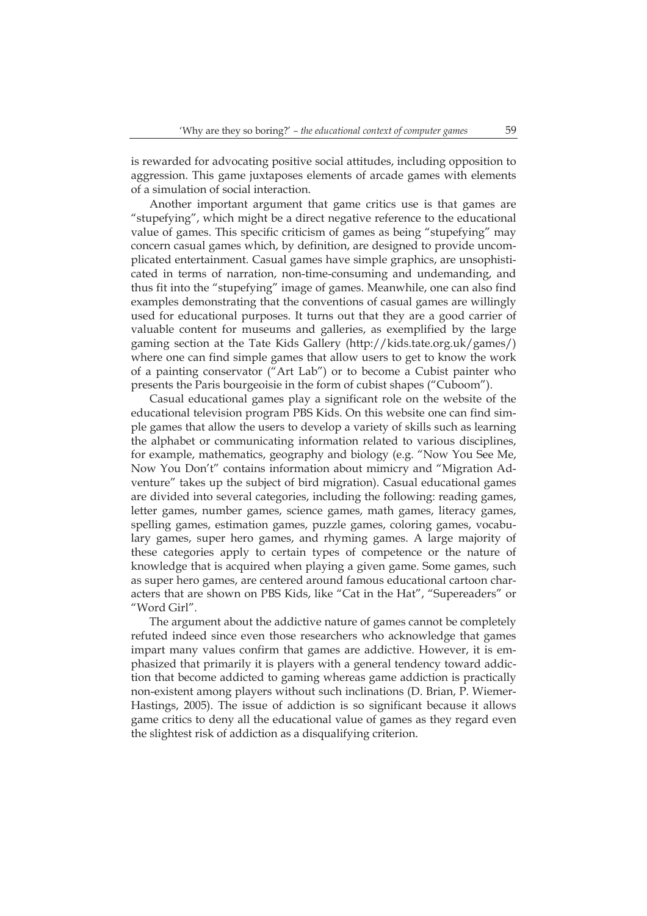is rewarded for advocating positive social attitudes, including opposition to aggression. This game juxtaposes elements of arcade games with elements of a simulation of social interaction.

Another important argument that game critics use is that games are "stupefying", which might be a direct negative reference to the educational value of games. This specific criticism of games as being "stupefying" may concern casual games which, by definition, are designed to provide uncomplicated entertainment. Casual games have simple graphics, are unsophisticated in terms of narration, non-time-consuming and undemanding, and thus fit into the "stupefying" image of games. Meanwhile, one can also find examples demonstrating that the conventions of casual games are willingly used for educational purposes. It turns out that they are a good carrier of valuable content for museums and galleries, as exemplified by the large gaming section at the Tate Kids Gallery (http://kids.tate.org.uk/games/) where one can find simple games that allow users to get to know the work of a painting conservator ("Art Lab") or to become a Cubist painter who presents the Paris bourgeoisie in the form of cubist shapes ("Cuboom").

Casual educational games play a significant role on the website of the educational television program PBS Kids. On this website one can find simple games that allow the users to develop a variety of skills such as learning the alphabet or communicating information related to various disciplines, for example, mathematics, geography and biology (e.g. "Now You See Me, Now You Don't" contains information about mimicry and "Migration Adventure" takes up the subject of bird migration). Casual educational games are divided into several categories, including the following: reading games, letter games, number games, science games, math games, literacy games, spelling games, estimation games, puzzle games, coloring games, vocabulary games, super hero games, and rhyming games. A large majority of these categories apply to certain types of competence or the nature of knowledge that is acquired when playing a given game. Some games, such as super hero games, are centered around famous educational cartoon characters that are shown on PBS Kids, like "Cat in the Hat", "Supereaders" or "Word Girl".

The argument about the addictive nature of games cannot be completely refuted indeed since even those researchers who acknowledge that games impart many values confirm that games are addictive. However, it is emphasized that primarily it is players with a general tendency toward addiction that become addicted to gaming whereas game addiction is practically non-existent among players without such inclinations (D. Brian, P. Wiemer-Hastings, 2005). The issue of addiction is so significant because it allows game critics to deny all the educational value of games as they regard even the slightest risk of addiction as a disqualifying criterion.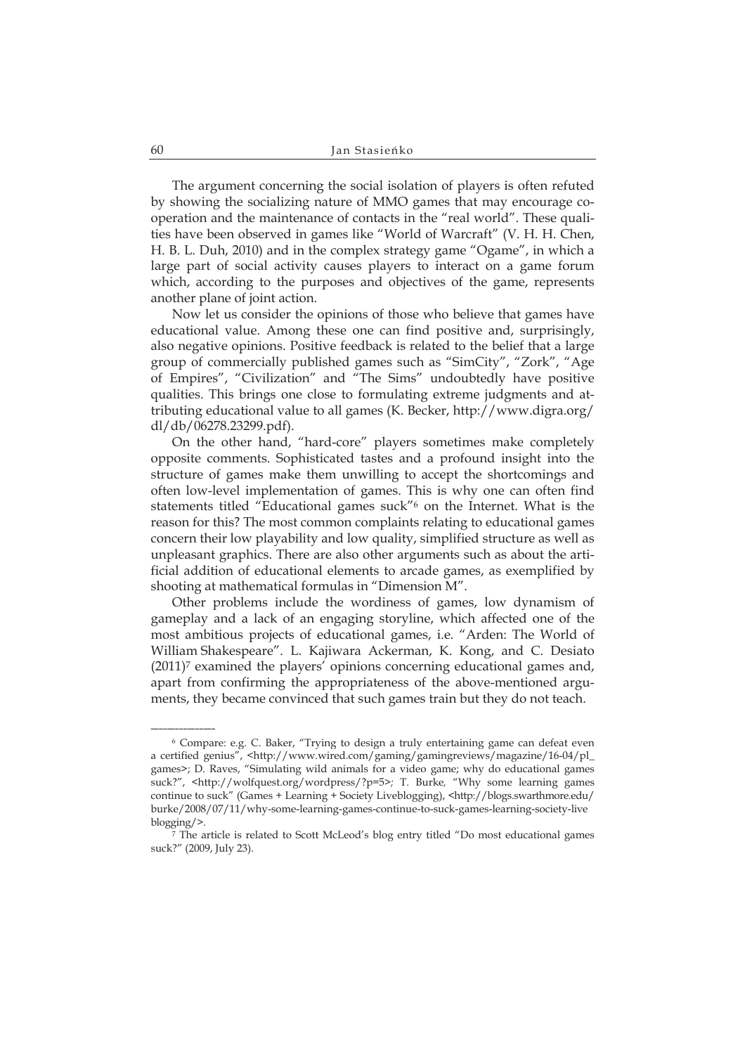The argument concerning the social isolation of players is often refuted by showing the socializing nature of MMO games that may encourage co-operation and the maintenance of contacts in the "real world". These qualities have been observed in games like "World of Warcraft" (V. H. H. Chen, H. B. L. Duh, 2010) and in the complex strategy game "Ogame", in which a large part of social activity causes players to interact on a game forum which, according to the purposes and objectives of the game, represents another plane of joint action.

Now let us consider the opinions of those who believe that games have educational value. Among these one can find positive and, surprisingly, also negative opinions. Positive feedback is related to the belief that a large group of commercially published games such as "SimCity", "Zork", "Age of Empires", "Civilization" and "The Sims" undoubtedly have positive qualities. This brings one close to formulating extreme judgments and attributing educational value to all games (K. Becker, http://www.digra.org/dl/db/06278.23299.pdf).

On the other hand, "hard-core" players sometimes make completely opposite comments. Sophisticated tastes and a profound insight into the structure of games make them unwilling to accept the shortcomings and often low-level implementation of games. This is why one can often find statements titled "Educational games suck"[6] on the Internet. What is the reason for this? The most common complaints relating to educational games concern their low playability and low quality, simplified structure as well as unpleasant graphics. There are also other arguments such as about the artificial addition of educational elements to arcade games, as exemplified by shooting at mathematical formulas in "Dimension M".

Other problems include the wordiness of games, low dynamism of gameplay and a lack of an engaging storyline, which affected one of the most ambitious projects of educational games, i.e. "Arden: The World of William Shakespeare". L. Kajiwara Ackerman, K. Kong, and C. Desiato (2011)[7] examined the players' opinions concerning educational games and, apart from confirming the appropriateness of the above-mentioned arguments, they became convinced that such games train but they do not teach.

---

[6] Compare: e.g. C. Baker, "Trying to design a truly entertaining game can defeat even a certified genius", <http://www.wired.com/gaming/gamingreviews/magazine/16-04/pl_games>; D. Raves, "Simulating wild animals for a video game; why do educational games suck?", <http://wolfquest.org/wordpress/?p=5>; T. Burke, "Why some learning games continue to suck" (Games + Learning + Society Liveblogging), <http://blogs.swarthmore.edu/burke/2008/07/11/why-some-learning-games-continue-to-suck-games-learning-society-live blogging/>.

[7] The article is related to Scott McLeod's blog entry titled "Do most educational games suck?" (2009, July 23).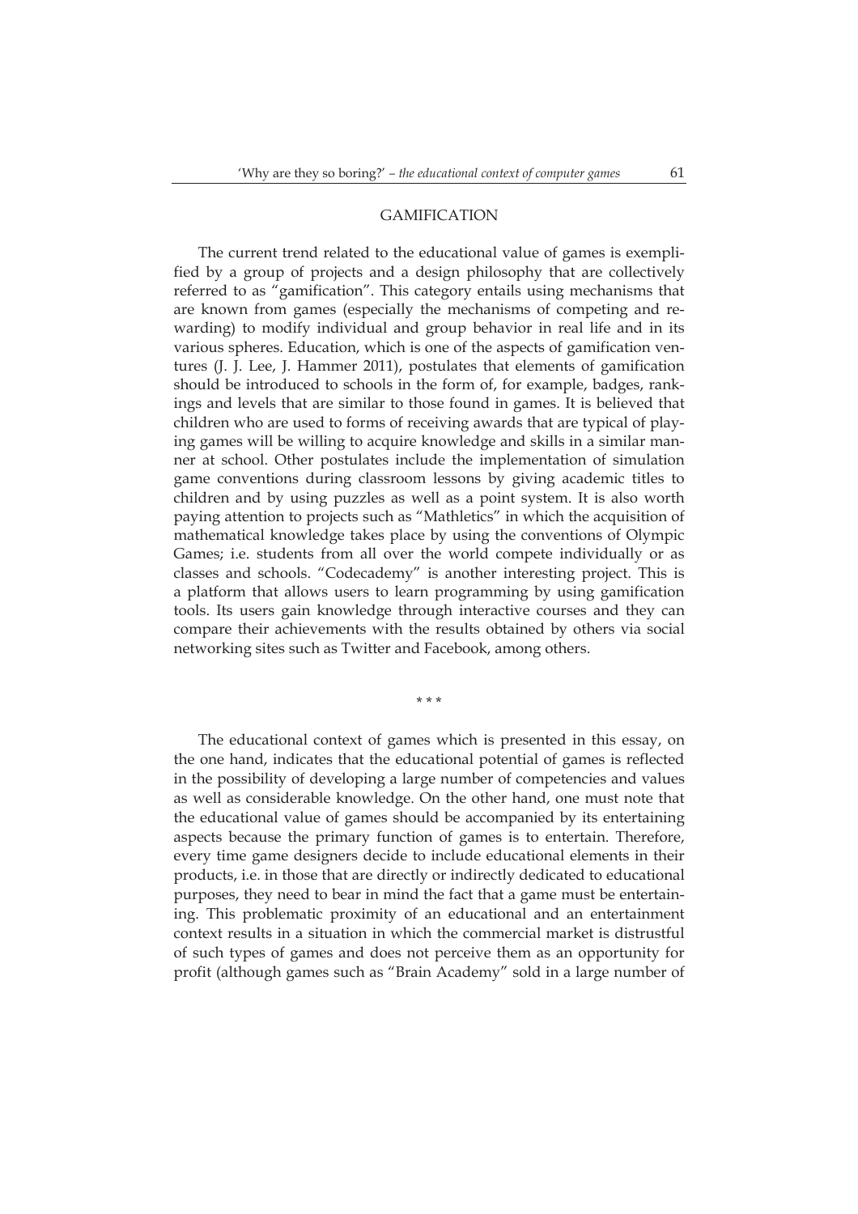## GAMIFICATION

The current trend related to the educational value of games is exemplified by a group of projects and a design philosophy that are collectively referred to as "gamification". This category entails using mechanisms that are known from games (especially the mechanisms of competing and rewarding) to modify individual and group behavior in real life and in its various spheres. Education, which is one of the aspects of gamification ventures (J. J. Lee, J. Hammer 2011), postulates that elements of gamification should be introduced to schools in the form of, for example, badges, rankings and levels that are similar to those found in games. It is believed that children who are used to forms of receiving awards that are typical of playing games will be willing to acquire knowledge and skills in a similar manner at school. Other postulates include the implementation of simulation game conventions during classroom lessons by giving academic titles to children and by using puzzles as well as a point system. It is also worth paying attention to projects such as "Mathletics" in which the acquisition of mathematical knowledge takes place by using the conventions of Olympic Games; i.e. students from all over the world compete individually or as classes and schools. "Codecademy" is another interesting project. This is a platform that allows users to learn programming by using gamification tools. Its users gain knowledge through interactive courses and they can compare their achievements with the results obtained by others via social networking sites such as Twitter and Facebook, among others.

\* \* \*

The educational context of games which is presented in this essay, on the one hand, indicates that the educational potential of games is reflected in the possibility of developing a large number of competencies and values as well as considerable knowledge. On the other hand, one must note that the educational value of games should be accompanied by its entertaining aspects because the primary function of games is to entertain. Therefore, every time game designers decide to include educational elements in their products, i.e. in those that are directly or indirectly dedicated to educational purposes, they need to bear in mind the fact that a game must be entertaining. This problematic proximity of an educational and an entertainment context results in a situation in which the commercial market is distrustful of such types of games and does not perceive them as an opportunity for profit (although games such as "Brain Academy" sold in a large number of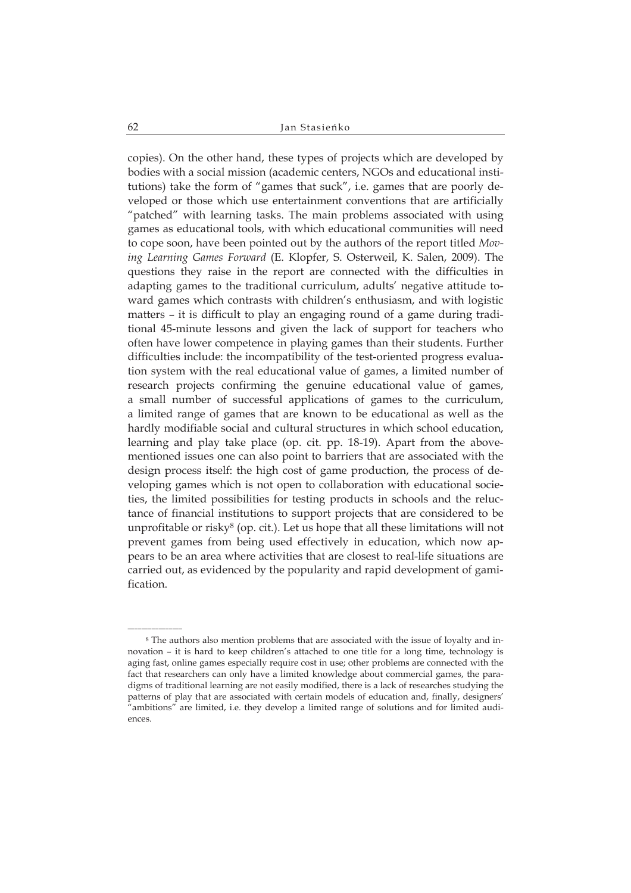copies). On the other hand, these types of projects which are developed by bodies with a social mission (academic centers, NGOs and educational institutions) take the form of "games that suck", i.e. games that are poorly developed or those which use entertainment conventions that are artificially "patched" with learning tasks. The main problems associated with using games as educational tools, with which educational communities will need to cope soon, have been pointed out by the authors of the report titled *Moving Learning Games Forward* (E. Klopfer, S. Osterweil, K. Salen, 2009). The questions they raise in the report are connected with the difficulties in adapting games to the traditional curriculum, adults' negative attitude toward games which contrasts with children's enthusiasm, and with logistic matters – it is difficult to play an engaging round of a game during traditional 45-minute lessons and given the lack of support for teachers who often have lower competence in playing games than their students. Further difficulties include: the incompatibility of the test-oriented progress evaluation system with the real educational value of games, a limited number of research projects confirming the genuine educational value of games, a small number of successful applications of games to the curriculum, a limited range of games that are known to be educational as well as the hardly modifiable social and cultural structures in which school education, learning and play take place (op. cit. pp. 18-19). Apart from the above-mentioned issues one can also point to barriers that are associated with the design process itself: the high cost of game production, the process of developing games which is not open to collaboration with educational societies, the limited possibilities for testing products in schools and the reluctance of financial institutions to support projects that are considered to be unprofitable or risky[8] (op. cit.). Let us hope that all these limitations will not prevent games from being used effectively in education, which now appears to be an area where activities that are closest to real-life situations are carried out, as evidenced by the popularity and rapid development of gamification.

---

[8] The authors also mention problems that are associated with the issue of loyalty and innovation – it is hard to keep children's attached to one title for a long time, technology is aging fast, online games especially require cost in use; other problems are connected with the fact that researchers can only have a limited knowledge about commercial games, the paradigms of traditional learning are not easily modified, there is a lack of researches studying the patterns of play that are associated with certain models of education and, finally, designers' "ambitions" are limited, i.e. they develop a limited range of solutions and for limited audiences.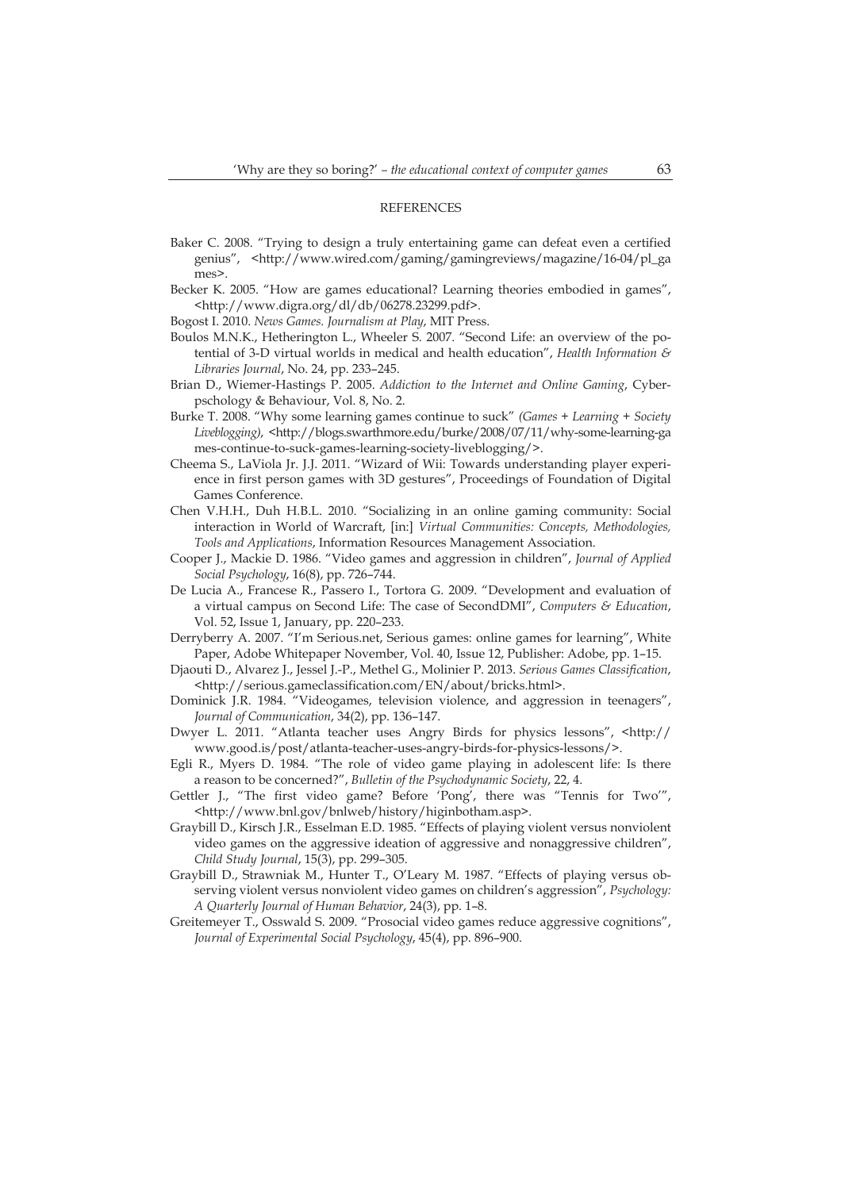## REFERENCES

Baker C. 2008. "Trying to design a truly entertaining game can defeat even a certified genius", <http://www.wired.com/gaming/gamingreviews/magazine/16-04/pl_games>.

Becker K. 2005. "How are games educational? Learning theories embodied in games", <http://www.digra.org/dl/db/06278.23299.pdf>.

Bogost I. 2010. *News Games. Journalism at Play*, MIT Press.

Boulos M.N.K., Hetherington L., Wheeler S. 2007. "Second Life: an overview of the potential of 3-D virtual worlds in medical and health education", *Health Information & Libraries Journal*, No. 24, pp. 233–245.

Brian D., Wiemer-Hastings P. 2005. *Addiction to the Internet and Online Gaming*, Cyberpschology & Behaviour, Vol. 8, No. 2.

Burke T. 2008. "Why some learning games continue to suck" *(Games + Learning + Society Liveblogging)*, <http://blogs.swarthmore.edu/burke/2008/07/11/why-some-learning-games-continue-to-suck-games-learning-society-liveblogging/>.

Cheema S., LaViola Jr. J.J. 2011. "Wizard of Wii: Towards understanding player experience in first person games with 3D gestures", Proceedings of Foundation of Digital Games Conference.

Chen V.H.H., Duh H.B.L. 2010. "Socializing in an online gaming community: Social interaction in World of Warcraft, [in:] *Virtual Communities: Concepts, Methodologies, Tools and Applications*, Information Resources Management Association.

Cooper J., Mackie D. 1986. "Video games and aggression in children", *Journal of Applied Social Psychology*, 16(8), pp. 726–744.

De Lucia A., Francese R., Passero I., Tortora G. 2009. "Development and evaluation of a virtual campus on Second Life: The case of SecondDMI", *Computers & Education*, Vol. 52, Issue 1, January, pp. 220–233.

Derryberry A. 2007. "I'm Serious.net, Serious games: online games for learning", White Paper, Adobe Whitepaper November, Vol. 40, Issue 12, Publisher: Adobe, pp. 1–15.

Djaouti D., Alvarez J., Jessel J.-P., Methel G., Molinier P. 2013. *Serious Games Classification*, <http://serious.gameclassification.com/EN/about/bricks.html>.

Dominick J.R. 1984. "Videogames, television violence, and aggression in teenagers", *Journal of Communication*, 34(2), pp. 136–147.

Dwyer L. 2011. "Atlanta teacher uses Angry Birds for physics lessons", <http://www.good.is/post/atlanta-teacher-uses-angry-birds-for-physics-lessons/>.

Egli R., Myers D. 1984. "The role of video game playing in adolescent life: Is there a reason to be concerned?", *Bulletin of the Psychodynamic Society*, 22, 4.

Gettler J., "The first video game? Before 'Pong', there was "Tennis for Two'", <http://www.bnl.gov/bnlweb/history/higinbotham.asp>.

Graybill D., Kirsch J.R., Esselman E.D. 1985. "Effects of playing violent versus nonviolent video games on the aggressive ideation of aggressive and nonaggressive children", *Child Study Journal*, 15(3), pp. 299–305.

Graybill D., Strawniak M., Hunter T., O'Leary M. 1987. "Effects of playing versus observing violent versus nonviolent video games on children's aggression", *Psychology: A Quarterly Journal of Human Behavior*, 24(3), pp. 1–8.

Greitemeyer T., Osswald S. 2009. "Prosocial video games reduce aggressive cognitions", *Journal of Experimental Social Psychology*, 45(4), pp. 896–900.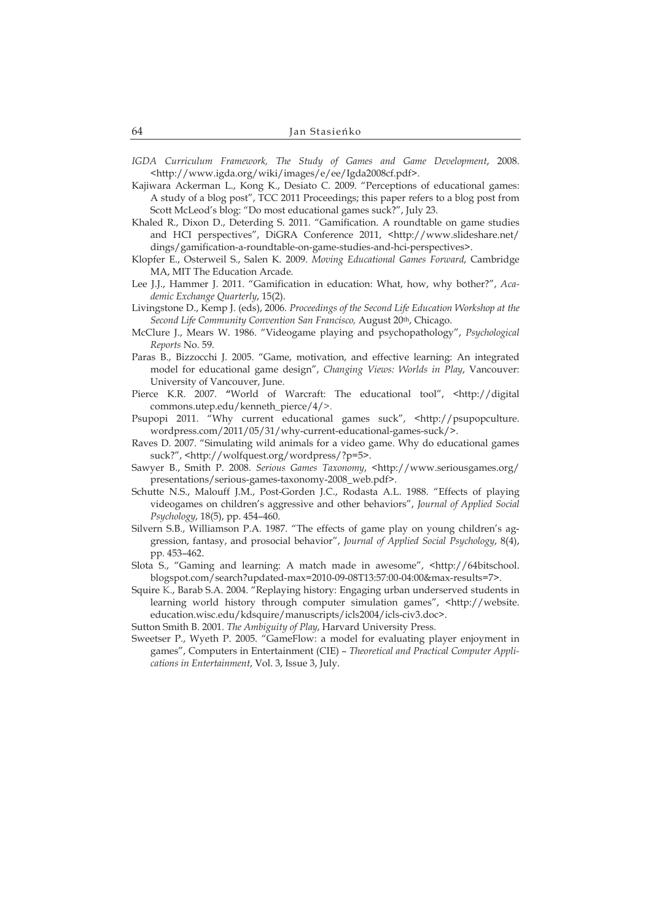*IGDA Curriculum Framework, The Study of Games and Game Development*, 2008. <http://www.igda.org/wiki/images/e/ee/Igda2008cf.pdf>.

Kajiwara Ackerman L., Kong K., Desiato C. 2009. "Perceptions of educational games: A study of a blog post", TCC 2011 Proceedings; this paper refers to a blog post from Scott McLeod's blog: "Do most educational games suck?", July 23.

Khaled R., Dixon D., Deterding S. 2011. "Gamification. A roundtable on game studies and HCI perspectives", DiGRA Conference 2011, <http://www.slideshare.net/dings/gamification-a-roundtable-on-game-studies-and-hci-perspectives>.

Klopfer E., Osterweil S., Salen K. 2009. *Moving Educational Games Forward*, Cambridge MA, MIT The Education Arcade.

Lee J.J., Hammer J. 2011. "Gamification in education: What, how, why bother?", *Academic Exchange Quarterly*, 15(2).

Livingstone D., Kemp J. (eds), 2006. *Proceedings of the Second Life Education Workshop at the Second Life Community Convention San Francisco,* August 20th, Chicago.

McClure J., Mears W. 1986. "Videogame playing and psychopathology", *Psychological Reports* No. 59.

Paras B., Bizzocchi J. 2005. "Game, motivation, and effective learning: An integrated model for educational game design", *Changing Views: Worlds in Play*, Vancouver: University of Vancouver, June.

Pierce K.R. 2007. "World of Warcraft: The educational tool", <http://digital commons.utep.edu/kenneth_pierce/4/>.

Psupopi 2011. "Why current educational games suck", <http://psupopculture.wordpress.com/2011/05/31/why-current-educational-games-suck/>.

Raves D. 2007. "Simulating wild animals for a video game. Why do educational games suck?", <http://wolfquest.org/wordpress/?p=5>.

Sawyer B., Smith P. 2008. *Serious Games Taxonomy*, <http://www.seriousgames.org/presentations/serious-games-taxonomy-2008_web.pdf>.

Schutte N.S., Malouff J.M., Post-Gorden J.C., Rodasta A.L. 1988. "Effects of playing videogames on children's aggressive and other behaviors", *Journal of Applied Social Psychology*, 18(5), pp. 454–460.

Silvern S.B., Williamson P.A. 1987. "The effects of game play on young children's aggression, fantasy, and prosocial behavior", *Journal of Applied Social Psychology*, 8(4), pp. 453–462.

Slota S., "Gaming and learning: A match made in awesome", <http://64bitschool.blogspot.com/search?updated-max=2010-09-08T13:57:00-04:00&max-results=7>.

Squire K., Barab S.A. 2004. "Replaying history: Engaging urban underserved students in learning world history through computer simulation games", <http://website.education.wisc.edu/kdsquire/manuscripts/icls2004/icls-civ3.doc>.

Sutton Smith B. 2001. *The Ambiguity of Play*, Harvard University Press.

Sweetser P., Wyeth P. 2005. "GameFlow: a model for evaluating player enjoyment in games", Computers in Entertainment (CIE) – *Theoretical and Practical Computer Applications in Entertainment*, Vol. 3, Issue 3, July.